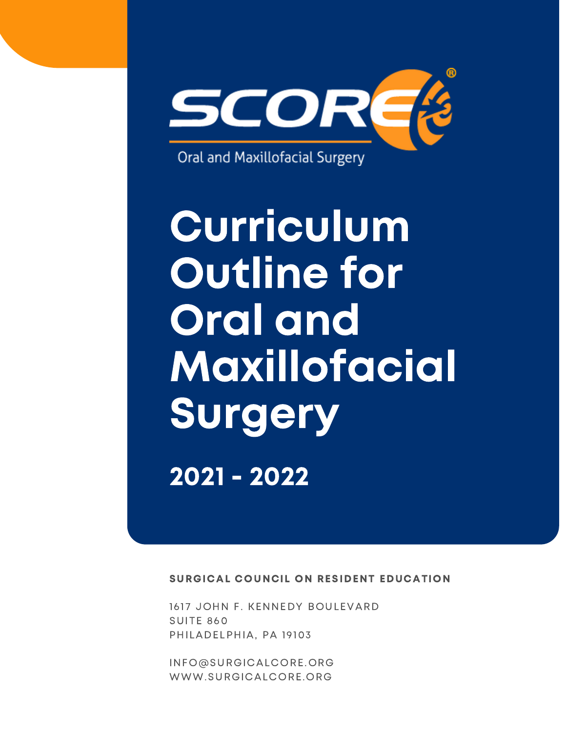SCORE®

Oral and Maxillofacial Surgery

# Curriculum Outline for Oral and Maxillofacial Surgery

## 2021 - 2022

**SURGICAL COUNCIL ON RESIDENT EDUCATION**

1617 JOHN F. KENNEDY BOULEVARD
SUITE 860
PHILADELPHIA, PA 19103

INFO@SURGICALCORE.ORG
WWW.SURGICALCORE.ORG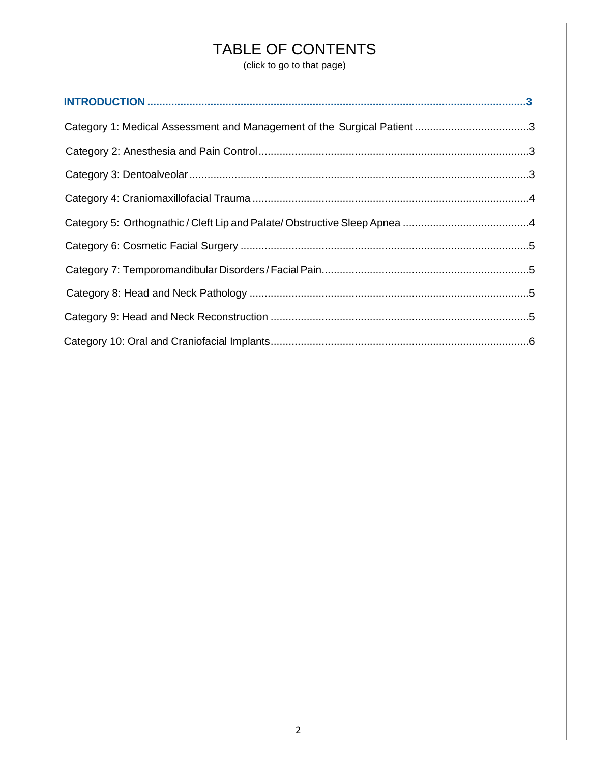# TABLE OF CONTENTS

(click to go to that page)

**INTRODUCTION .............................................................................................................................3**

Category 1: Medical Assessment and Management of the Surgical Patient ......................................3

Category 2: Anesthesia and Pain Control..........................................................................................3

Category 3: Dentoalveolar.................................................................................................................3

Category 4: Craniomaxillofacial Trauma ...........................................................................................4

Category 5: Orthognathic / Cleft Lip and Palate/ Obstructive Sleep Apnea ..........................................4

Category 6: Cosmetic Facial Surgery ................................................................................................5

Category 7: Temporomandibular Disorders / Facial Pain....................................................................5

Category 8: Head and Neck Pathology .............................................................................................5

Category 9: Head and Neck Reconstruction ......................................................................................5

Category 10: Oral and Craniofacial Implants.....................................................................................6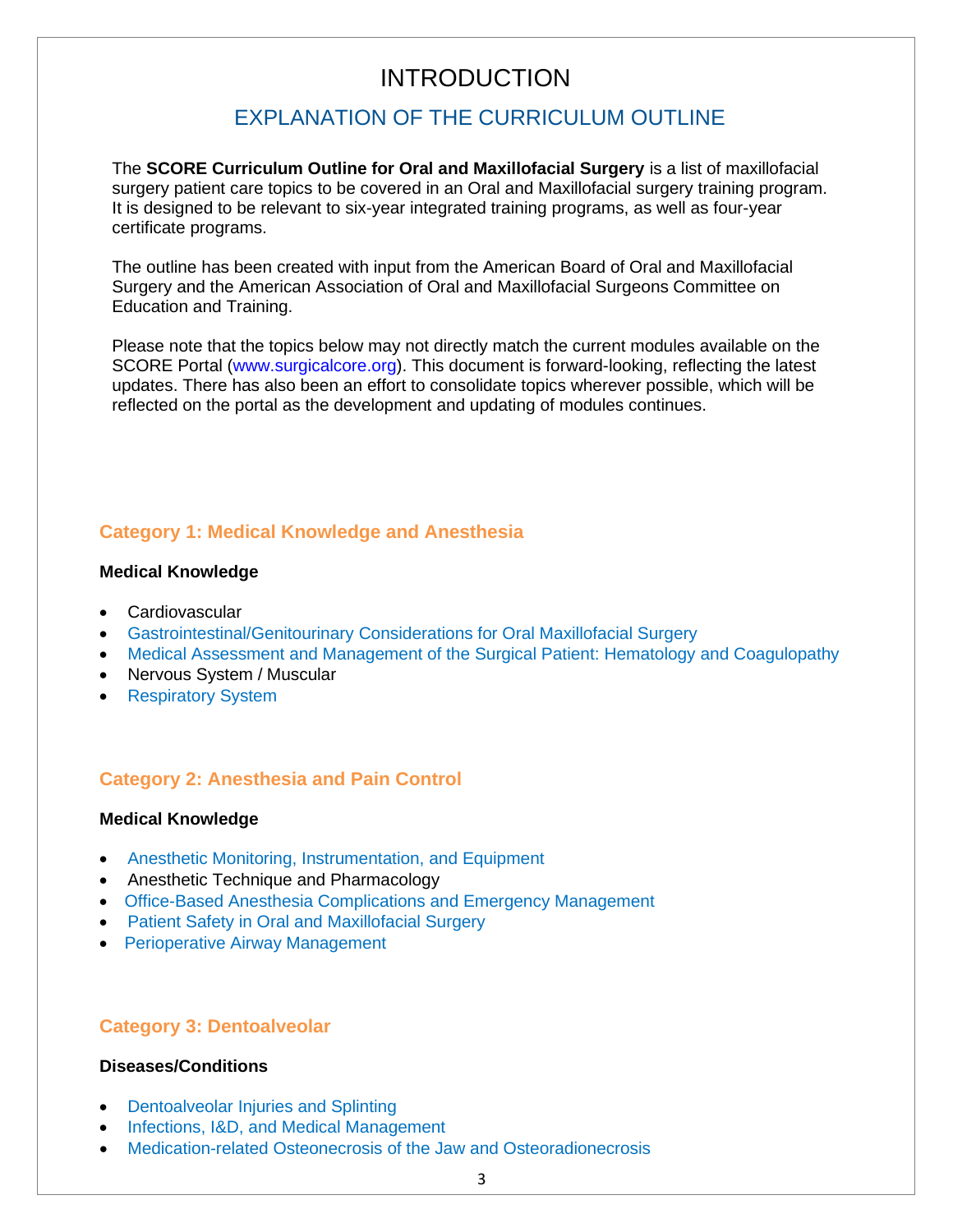# INTRODUCTION

## EXPLANATION OF THE CURRICULUM OUTLINE

The **SCORE Curriculum Outline for Oral and Maxillofacial Surgery** is a list of maxillofacial surgery patient care topics to be covered in an Oral and Maxillofacial surgery training program. It is designed to be relevant to six-year integrated training programs, as well as four-year certificate programs.

The outline has been created with input from the American Board of Oral and Maxillofacial Surgery and the American Association of Oral and Maxillofacial Surgeons Committee on Education and Training.

Please note that the topics below may not directly match the current modules available on the SCORE Portal (www.surgicalcore.org). This document is forward-looking, reflecting the latest updates. There has also been an effort to consolidate topics wherever possible, which will be reflected on the portal as the development and updating of modules continues.

### Category 1: Medical Knowledge and Anesthesia

**Medical Knowledge**

- Cardiovascular
- Gastrointestinal/Genitourinary Considerations for Oral Maxillofacial Surgery
- Medical Assessment and Management of the Surgical Patient: Hematology and Coagulopathy
- Nervous System / Muscular
- Respiratory System

### Category 2: Anesthesia and Pain Control

**Medical Knowledge**

- Anesthetic Monitoring, Instrumentation, and Equipment
- Anesthetic Technique and Pharmacology
- Office-Based Anesthesia Complications and Emergency Management
- Patient Safety in Oral and Maxillofacial Surgery
- Perioperative Airway Management

### Category 3: Dentoalveolar

**Diseases/Conditions**

- Dentoalveolar Injuries and Splinting
- Infections, I&D, and Medical Management
- Medication-related Osteonecrosis of the Jaw and Osteoradionecrosis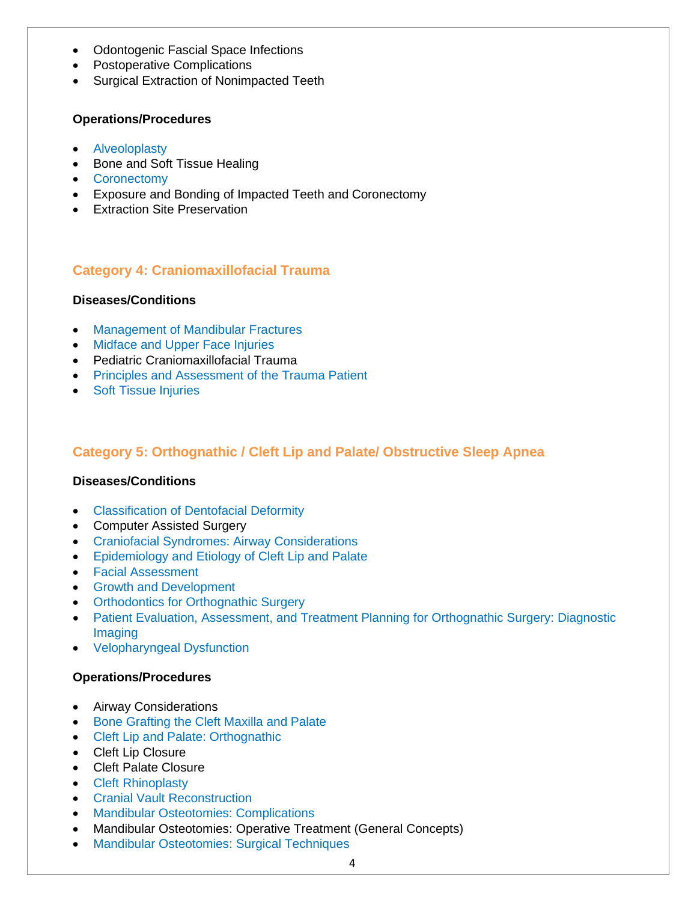- Odontogenic Fascial Space Infections
- Postoperative Complications
- Surgical Extraction of Nonimpacted Teeth

**Operations/Procedures**

- Alveoloplasty
- Bone and Soft Tissue Healing
- Coronectomy
- Exposure and Bonding of Impacted Teeth and Coronectomy
- Extraction Site Preservation

## Category 4: Craniomaxillofacial Trauma

**Diseases/Conditions**

- Management of Mandibular Fractures
- Midface and Upper Face Injuries
- Pediatric Craniomaxillofacial Trauma
- Principles and Assessment of the Trauma Patient
- Soft Tissue Injuries

## Category 5: Orthognathic / Cleft Lip and Palate/ Obstructive Sleep Apnea

**Diseases/Conditions**

- Classification of Dentofacial Deformity
- Computer Assisted Surgery
- Craniofacial Syndromes: Airway Considerations
- Epidemiology and Etiology of Cleft Lip and Palate
- Facial Assessment
- Growth and Development
- Orthodontics for Orthognathic Surgery
- Patient Evaluation, Assessment, and Treatment Planning for Orthognathic Surgery: Diagnostic Imaging
- Velopharyngeal Dysfunction

**Operations/Procedures**

- Airway Considerations
- Bone Grafting the Cleft Maxilla and Palate
- Cleft Lip and Palate: Orthognathic
- Cleft Lip Closure
- Cleft Palate Closure
- Cleft Rhinoplasty
- Cranial Vault Reconstruction
- Mandibular Osteotomies: Complications
- Mandibular Osteotomies: Operative Treatment (General Concepts)
- Mandibular Osteotomies: Surgical Techniques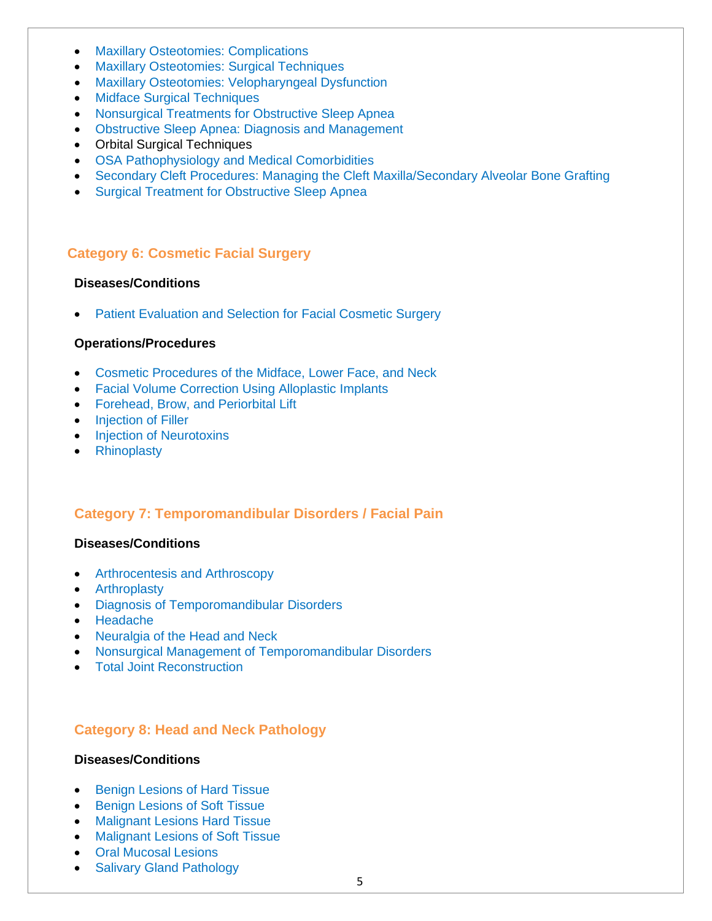- Maxillary Osteotomies: Complications
- Maxillary Osteotomies: Surgical Techniques
- Maxillary Osteotomies: Velopharyngeal Dysfunction
- Midface Surgical Techniques
- Nonsurgical Treatments for Obstructive Sleep Apnea
- Obstructive Sleep Apnea: Diagnosis and Management
- Orbital Surgical Techniques
- OSA Pathophysiology and Medical Comorbidities
- Secondary Cleft Procedures: Managing the Cleft Maxilla/Secondary Alveolar Bone Grafting
- Surgical Treatment for Obstructive Sleep Apnea

## Category 6: Cosmetic Facial Surgery

**Diseases/Conditions**

- Patient Evaluation and Selection for Facial Cosmetic Surgery

**Operations/Procedures**

- Cosmetic Procedures of the Midface, Lower Face, and Neck
- Facial Volume Correction Using Alloplastic Implants
- Forehead, Brow, and Periorbital Lift
- Injection of Filler
- Injection of Neurotoxins
- Rhinoplasty

## Category 7: Temporomandibular Disorders / Facial Pain

**Diseases/Conditions**

- Arthrocentesis and Arthroscopy
- Arthroplasty
- Diagnosis of Temporomandibular Disorders
- Headache
- Neuralgia of the Head and Neck
- Nonsurgical Management of Temporomandibular Disorders
- Total Joint Reconstruction

## Category 8: Head and Neck Pathology

**Diseases/Conditions**

- Benign Lesions of Hard Tissue
- Benign Lesions of Soft Tissue
- Malignant Lesions Hard Tissue
- Malignant Lesions of Soft Tissue
- Oral Mucosal Lesions
- Salivary Gland Pathology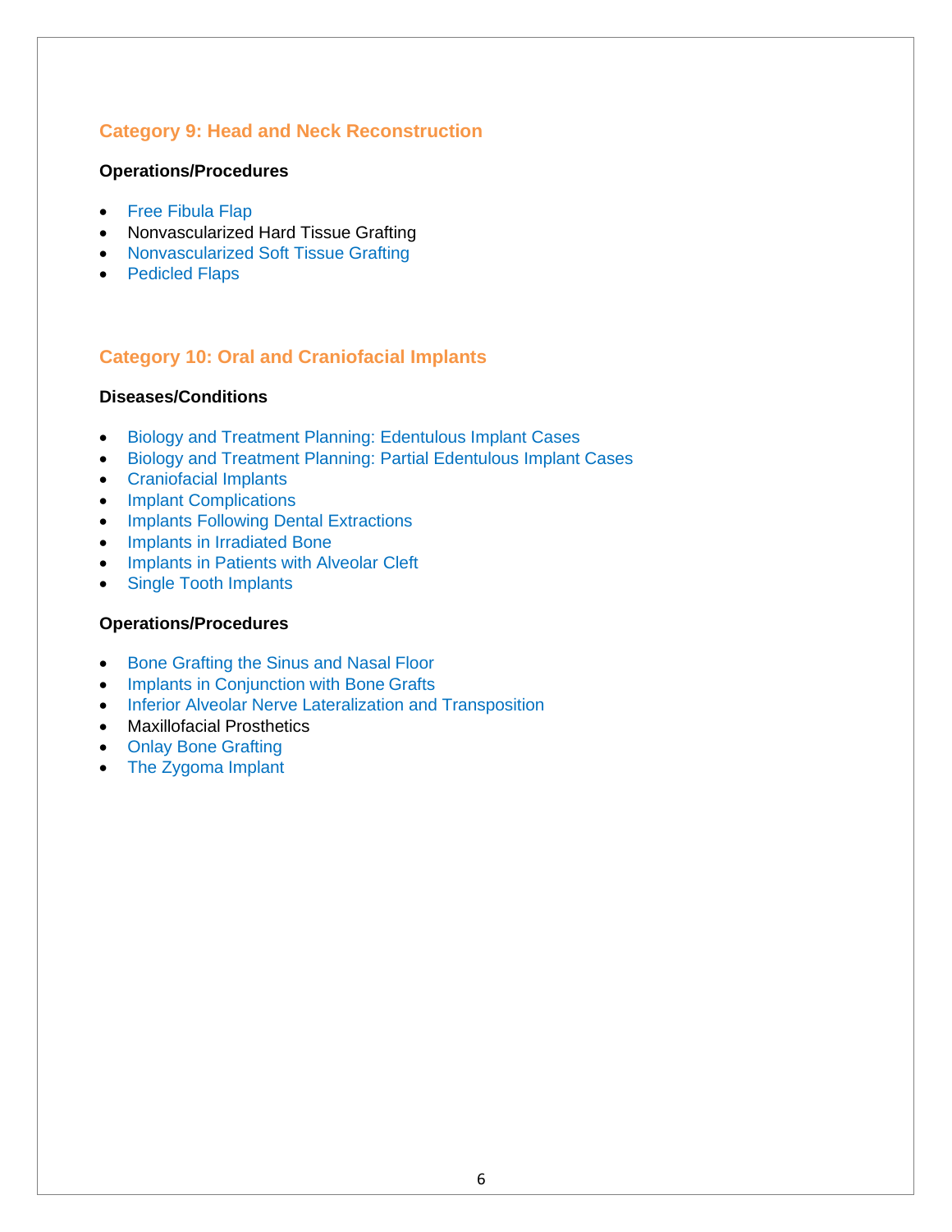## Category 9: Head and Neck Reconstruction

**Operations/Procedures**

- Free Fibula Flap
- Nonvascularized Hard Tissue Grafting
- Nonvascularized Soft Tissue Grafting
- Pedicled Flaps

## Category 10: Oral and Craniofacial Implants

**Diseases/Conditions**

- Biology and Treatment Planning: Edentulous Implant Cases
- Biology and Treatment Planning: Partial Edentulous Implant Cases
- Craniofacial Implants
- Implant Complications
- Implants Following Dental Extractions
- Implants in Irradiated Bone
- Implants in Patients with Alveolar Cleft
- Single Tooth Implants

**Operations/Procedures**

- Bone Grafting the Sinus and Nasal Floor
- Implants in Conjunction with Bone Grafts
- Inferior Alveolar Nerve Lateralization and Transposition
- Maxillofacial Prosthetics
- Onlay Bone Grafting
- The Zygoma Implant